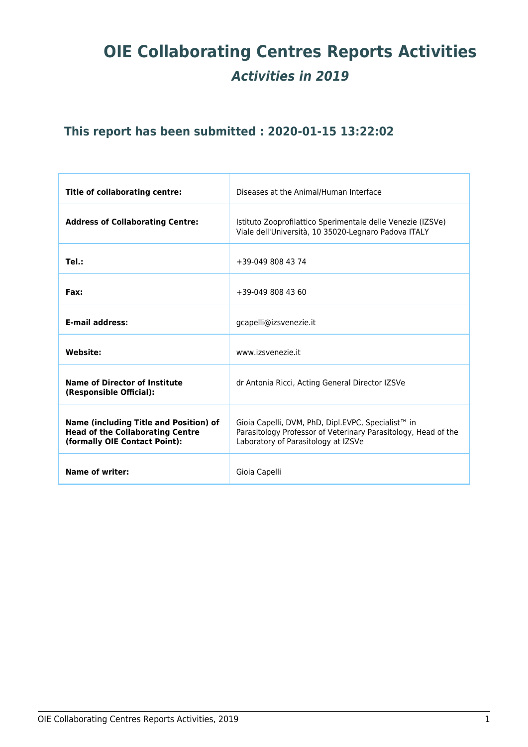# OIE Collaborating Centres Reports Activities

## *Activities in 2019*

### This report has been submitted : 2020-01-15 13:22:02

| | |
|---|---|
| **Title of collaborating centre:** | Diseases at the Animal/Human Interface |
| **Address of Collaborating Centre:** | Istituto Zooprofilattico Sperimentale delle Venezie (IZSVe) Viale dell'Università, 10 35020-Legnaro Padova ITALY |
| **Tel.:** | +39-049 808 43 74 |
| **Fax:** | +39-049 808 43 60 |
| **E-mail address:** | gcapelli@izsvenezie.it |
| **Website:** | www.izsvenezie.it |
| **Name of Director of Institute (Responsible Official):** | dr Antonia Ricci, Acting General Director IZSVe |
| **Name (including Title and Position) of Head of the Collaborating Centre (formally OIE Contact Point):** | Gioia Capelli, DVM, PhD, Dipl.EVPC, Specialist™ in Parasitology Professor of Veterinary Parasitology, Head of the Laboratory of Parasitology at IZSVe |
| **Name of writer:** | Gioia Capelli |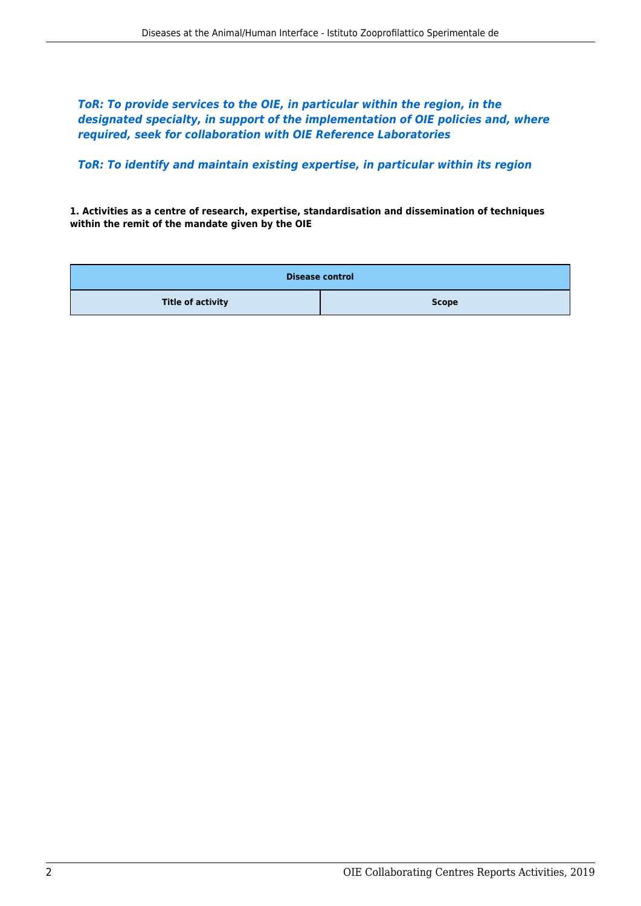***ToR: To provide services to the OIE, in particular within the region, in the designated specialty, in support of the implementation of OIE policies and, where required, seek for collaboration with OIE Reference Laboratories***

***ToR: To identify and maintain existing expertise, in particular within its region***

**1. Activities as a centre of research, expertise, standardisation and dissemination of techniques within the remit of the mandate given by the OIE**

| **Disease control** | |
|---|---|
| **Title of activity** | **Scope** |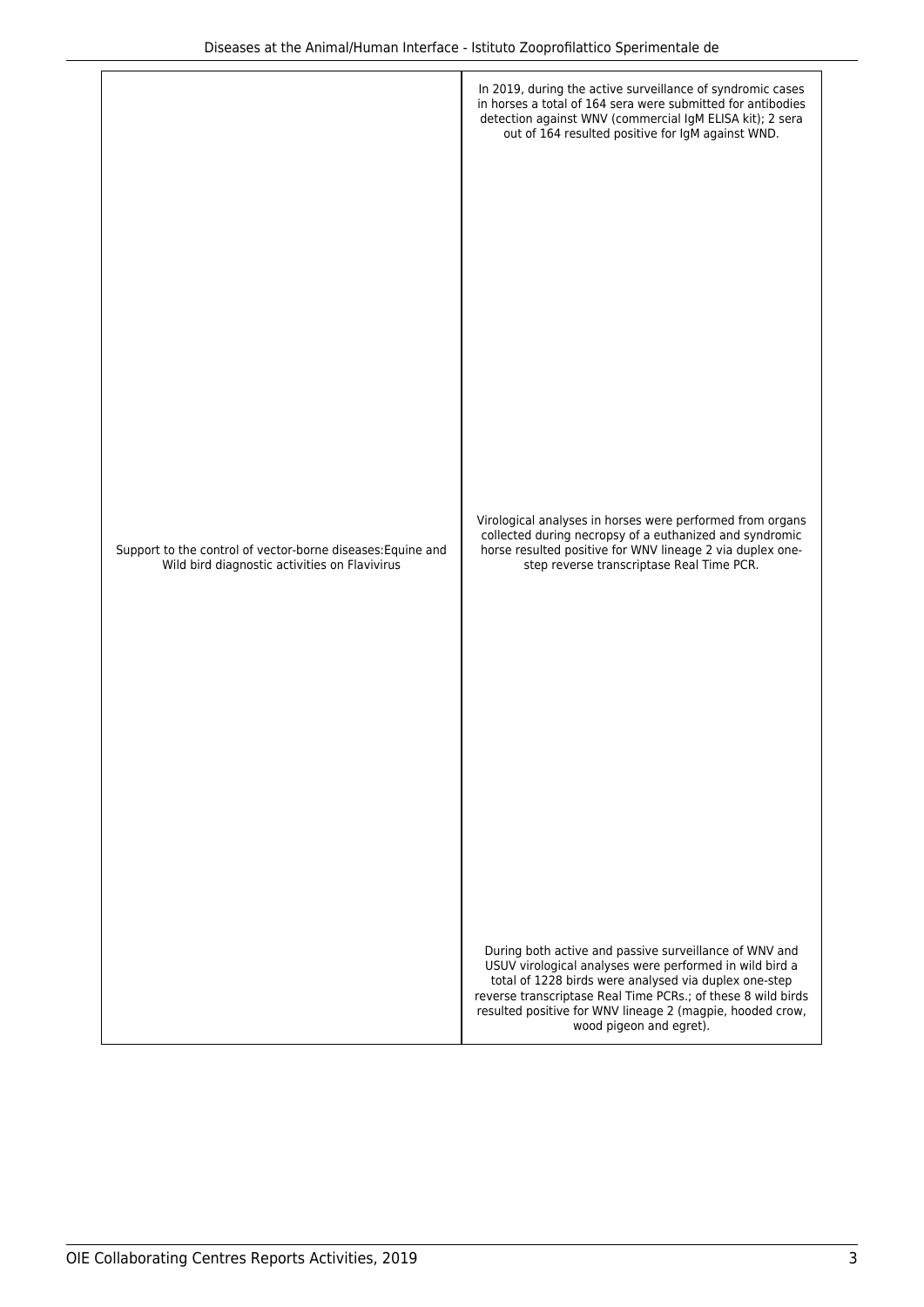| | |
|---|---|
| Support to the control of vector-borne diseases:Equine and Wild bird diagnostic activities on Flavivirus | In 2019, during the active surveillance of syndromic cases in horses a total of 164 sera were submitted for antibodies detection against WNV (commercial IgM ELISA kit); 2 sera out of 164 resulted positive for IgM against WND.<br><br>Virological analyses in horses were performed from organs collected during necropsy of a euthanized and syndromic horse resulted positive for WNV lineage 2 via duplex one-step reverse transcriptase Real Time PCR.<br><br>During both active and passive surveillance of WNV and USUV virological analyses were performed in wild bird a total of 1228 birds were analysed via duplex one-step reverse transcriptase Real Time PCRs.; of these 8 wild birds resulted positive for WNV lineage 2 (magpie, hooded crow, wood pigeon and egret). |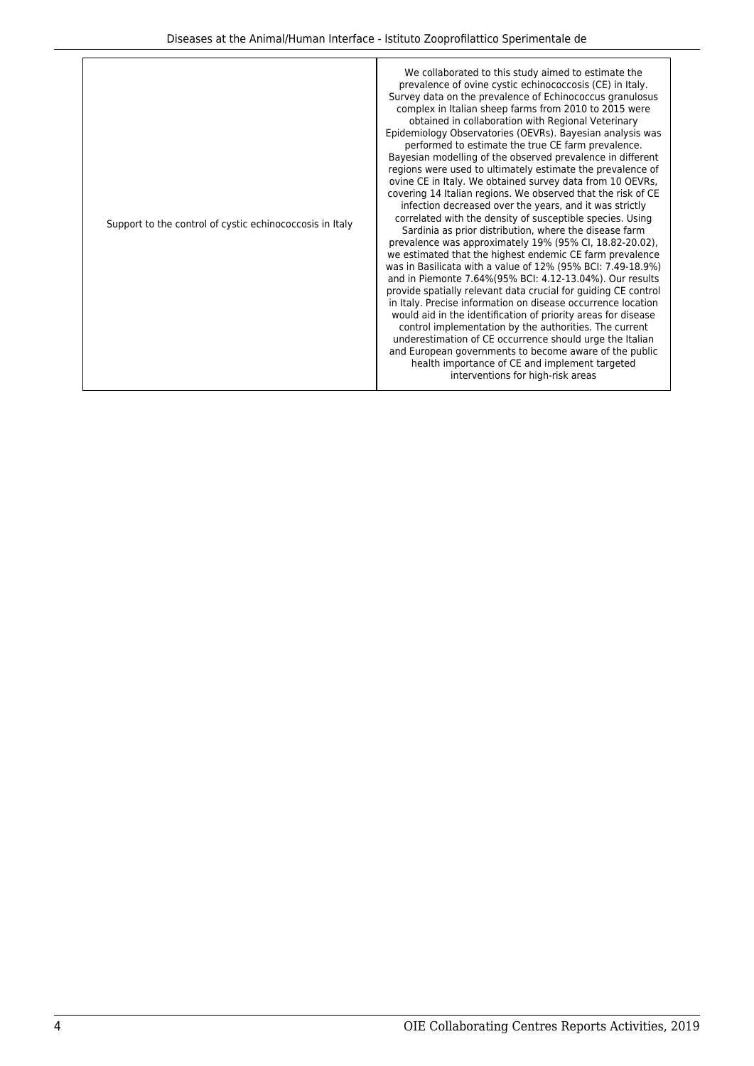| | |
|---|---|
| Support to the control of cystic echinococcosis in Italy | We collaborated to this study aimed to estimate the prevalence of ovine cystic echinococcosis (CE) in Italy. Survey data on the prevalence of Echinococcus granulosus complex in Italian sheep farms from 2010 to 2015 were obtained in collaboration with Regional Veterinary Epidemiology Observatories (OEVRs). Bayesian analysis was performed to estimate the true CE farm prevalence. Bayesian modelling of the observed prevalence in different regions were used to ultimately estimate the prevalence of ovine CE in Italy. We obtained survey data from 10 OEVRs, covering 14 Italian regions. We observed that the risk of CE infection decreased over the years, and it was strictly correlated with the density of susceptible species. Using Sardinia as prior distribution, where the disease farm prevalence was approximately 19% (95% CI, 18.82-20.02), we estimated that the highest endemic CE farm prevalence was in Basilicata with a value of 12% (95% BCI: 7.49-18.9%) and in Piemonte 7.64%(95% BCI: 4.12-13.04%). Our results provide spatially relevant data crucial for guiding CE control in Italy. Precise information on disease occurrence location would aid in the identification of priority areas for disease control implementation by the authorities. The current underestimation of CE occurrence should urge the Italian and European governments to become aware of the public health importance of CE and implement targeted interventions for high-risk areas |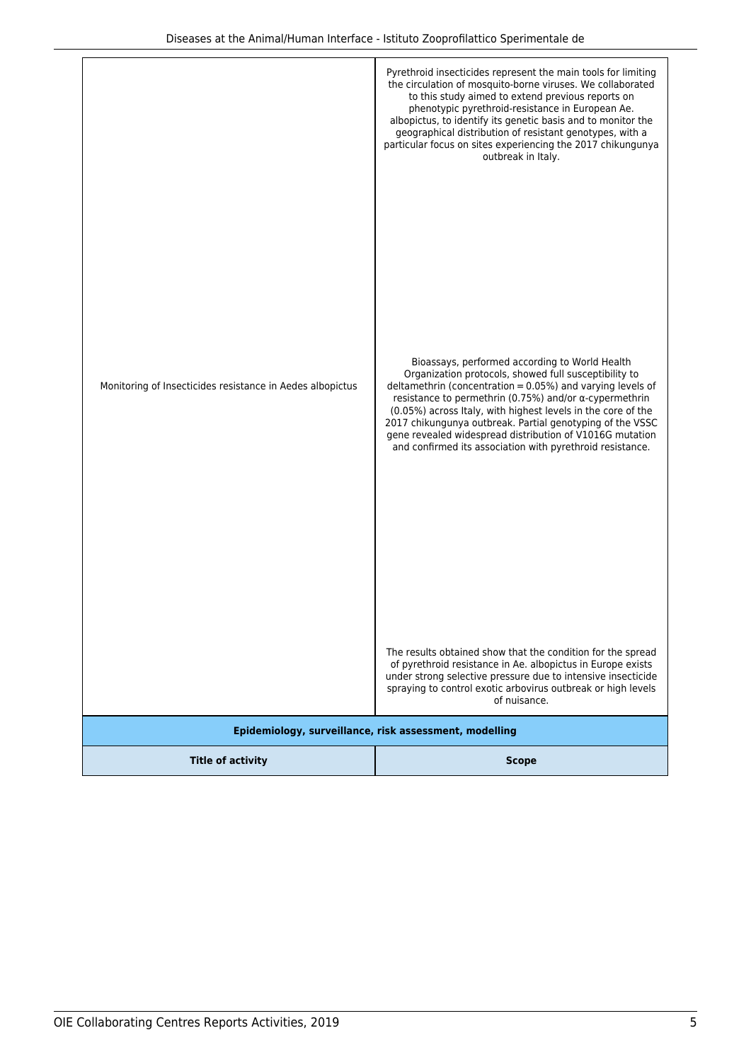| | |
|---|---|
| Monitoring of Insecticides resistance in Aedes albopictus | Pyrethroid insecticides represent the main tools for limiting the circulation of mosquito-borne viruses. We collaborated to this study aimed to extend previous reports on phenotypic pyrethroid-resistance in European Ae. albopictus, to identify its genetic basis and to monitor the geographical distribution of resistant genotypes, with a particular focus on sites experiencing the 2017 chikungunya outbreak in Italy. Bioassays, performed according to World Health Organization protocols, showed full susceptibility to deltamethrin (concentration = 0.05%) and varying levels of resistance to permethrin (0.75%) and/or α-cypermethrin (0.05%) across Italy, with highest levels in the core of the 2017 chikungunya outbreak. Partial genotyping of the VSSC gene revealed widespread distribution of V1016G mutation and confirmed its association with pyrethroid resistance. The results obtained show that the condition for the spread of pyrethroid resistance in Ae. albopictus in Europe exists under strong selective pressure due to intensive insecticide spraying to control exotic arbovirus outbreak or high levels of nuisance. |

**Epidemiology, surveillance, risk assessment, modelling**

| Title of activity | Scope |
|---|---|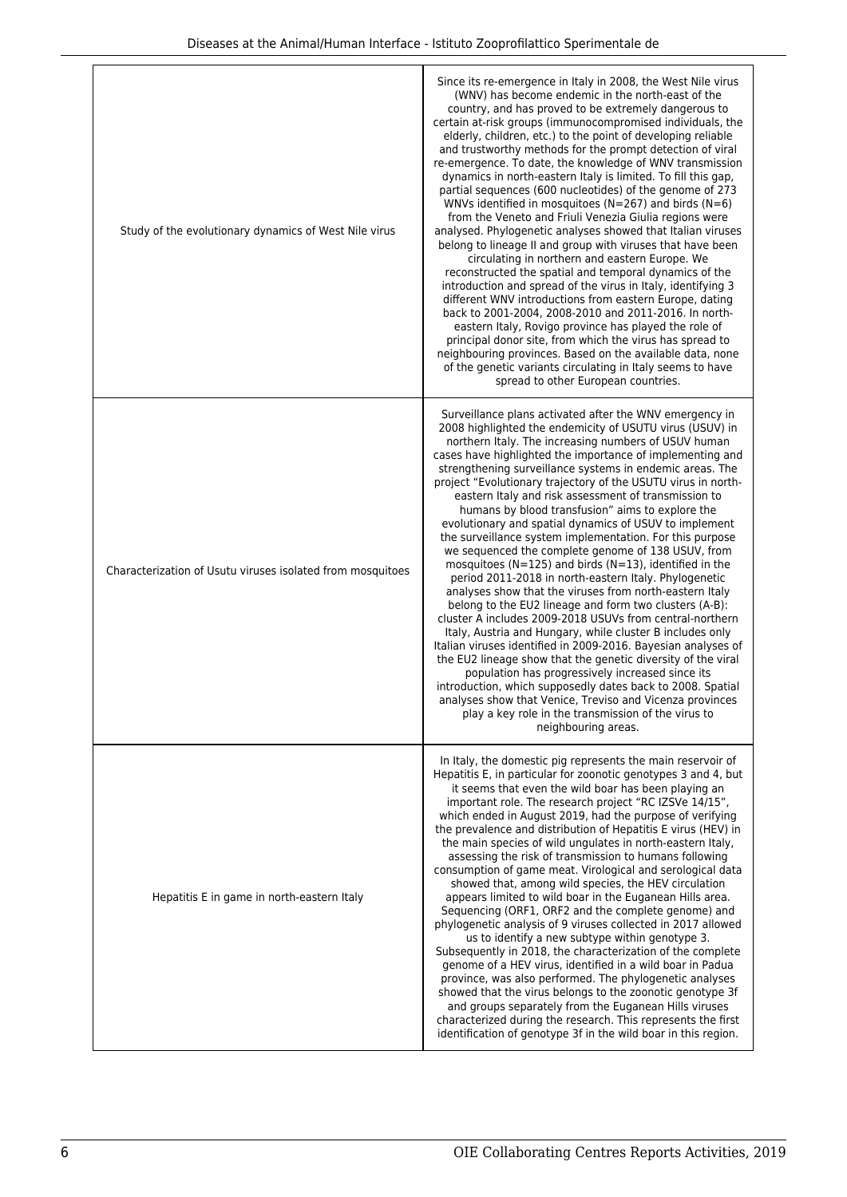| | |
|---|---|
| Study of the evolutionary dynamics of West Nile virus | Since its re-emergence in Italy in 2008, the West Nile virus (WNV) has become endemic in the north-east of the country, and has proved to be extremely dangerous to certain at-risk groups (immunocompromised individuals, the elderly, children, etc.) to the point of developing reliable and trustworthy methods for the prompt detection of viral re-emergence. To date, the knowledge of WNV transmission dynamics in north-eastern Italy is limited. To fill this gap, partial sequences (600 nucleotides) of the genome of 273 WNVs identified in mosquitoes (N=267) and birds (N=6) from the Veneto and Friuli Venezia Giulia regions were analysed. Phylogenetic analyses showed that Italian viruses belong to lineage II and group with viruses that have been circulating in northern and eastern Europe. We reconstructed the spatial and temporal dynamics of the introduction and spread of the virus in Italy, identifying 3 different WNV introductions from eastern Europe, dating back to 2001-2004, 2008-2010 and 2011-2016. In north-eastern Italy, Rovigo province has played the role of principal donor site, from which the virus has spread to neighbouring provinces. Based on the available data, none of the genetic variants circulating in Italy seems to have spread to other European countries. |
| Characterization of Usutu viruses isolated from mosquitoes | Surveillance plans activated after the WNV emergency in 2008 highlighted the endemicity of USUTU virus (USUV) in northern Italy. The increasing numbers of USUV human cases have highlighted the importance of implementing and strengthening surveillance systems in endemic areas. The project "Evolutionary trajectory of the USUTU virus in north-eastern Italy and risk assessment of transmission to humans by blood transfusion" aims to explore the evolutionary and spatial dynamics of USUV to implement the surveillance system implementation. For this purpose we sequenced the complete genome of 138 USUV, from mosquitoes (N=125) and birds (N=13), identified in the period 2011-2018 in north-eastern Italy. Phylogenetic analyses show that the viruses from north-eastern Italy belong to the EU2 lineage and form two clusters (A-B): cluster A includes 2009-2018 USUVs from central-northern Italy, Austria and Hungary, while cluster B includes only Italian viruses identified in 2009-2016. Bayesian analyses of the EU2 lineage show that the genetic diversity of the viral population has progressively increased since its introduction, which supposedly dates back to 2008. Spatial analyses show that Venice, Treviso and Vicenza provinces play a key role in the transmission of the virus to neighbouring areas. |
| Hepatitis E in game in north-eastern Italy | In Italy, the domestic pig represents the main reservoir of Hepatitis E, in particular for zoonotic genotypes 3 and 4, but it seems that even the wild boar has been playing an important role. The research project "RC IZSVe 14/15", which ended in August 2019, had the purpose of verifying the prevalence and distribution of Hepatitis E virus (HEV) in the main species of wild ungulates in north-eastern Italy, assessing the risk of transmission to humans following consumption of game meat. Virological and serological data showed that, among wild species, the HEV circulation appears limited to wild boar in the Euganean Hills area. Sequencing (ORF1, ORF2 and the complete genome) and phylogenetic analysis of 9 viruses collected in 2017 allowed us to identify a new subtype within genotype 3. Subsequently in 2018, the characterization of the complete genome of a HEV virus, identified in a wild boar in Padua province, was also performed. The phylogenetic analyses showed that the virus belongs to the zoonotic genotype 3f and groups separately from the Euganean Hills viruses characterized during the research. This represents the first identification of genotype 3f in the wild boar in this region. |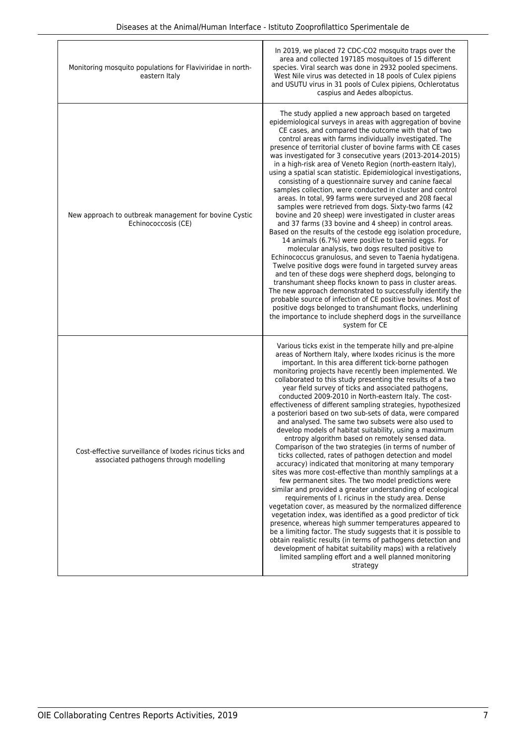| | |
|---|---|
| Monitoring mosquito populations for Flaviviridae in north-eastern Italy | In 2019, we placed 72 CDC-CO2 mosquito traps over the area and collected 197185 mosquitoes of 15 different species. Viral search was done in 2932 pooled specimens. West Nile virus was detected in 18 pools of Culex pipiens and USUTU virus in 31 pools of Culex pipiens, Ochlerotatus caspius and Aedes albopictus. |
| New approach to outbreak management for bovine Cystic Echinococcosis (CE) | The study applied a new approach based on targeted epidemiological surveys in areas with aggregation of bovine CE cases, and compared the outcome with that of two control areas with farms individually investigated. The presence of territorial cluster of bovine farms with CE cases was investigated for 3 consecutive years (2013-2014-2015) in a high-risk area of Veneto Region (north-eastern Italy), using a spatial scan statistic. Epidemiological investigations, consisting of a questionnaire survey and canine faecal samples collection, were conducted in cluster and control areas. In total, 99 farms were surveyed and 208 faecal samples were retrieved from dogs. Sixty-two farms (42 bovine and 20 sheep) were investigated in cluster areas and 37 farms (33 bovine and 4 sheep) in control areas. Based on the results of the cestode egg isolation procedure, 14 animals (6.7%) were positive to taeniid eggs. For molecular analysis, two dogs resulted positive to Echinococcus granulosus, and seven to Taenia hydatigena. Twelve positive dogs were found in targeted survey areas and ten of these dogs were shepherd dogs, belonging to transhumant sheep flocks known to pass in cluster areas. The new approach demonstrated to successfully identify the probable source of infection of CE positive bovines. Most of positive dogs belonged to transhumant flocks, underlining the importance to include shepherd dogs in the surveillance system for CE |
| Cost-effective surveillance of Ixodes ricinus ticks and associated pathogens through modelling | Various ticks exist in the temperate hilly and pre-alpine areas of Northern Italy, where Ixodes ricinus is the more important. In this area different tick-borne pathogen monitoring projects have recently been implemented. We collaborated to this study presenting the results of a two year field survey of ticks and associated pathogens, conducted 2009-2010 in North-eastern Italy. The cost-effectiveness of different sampling strategies, hypothesized a posteriori based on two sub-sets of data, were compared and analysed. The same two subsets were also used to develop models of habitat suitability, using a maximum entropy algorithm based on remotely sensed data. Comparison of the two strategies (in terms of number of ticks collected, rates of pathogen detection and model accuracy) indicated that monitoring at many temporary sites was more cost-effective than monthly samplings at a few permanent sites. The two model predictions were similar and provided a greater understanding of ecological requirements of I. ricinus in the study area. Dense vegetation cover, as measured by the normalized difference vegetation index, was identified as a good predictor of tick presence, whereas high summer temperatures appeared to be a limiting factor. The study suggests that it is possible to obtain realistic results (in terms of pathogens detection and development of habitat suitability maps) with a relatively limited sampling effort and a well planned monitoring strategy |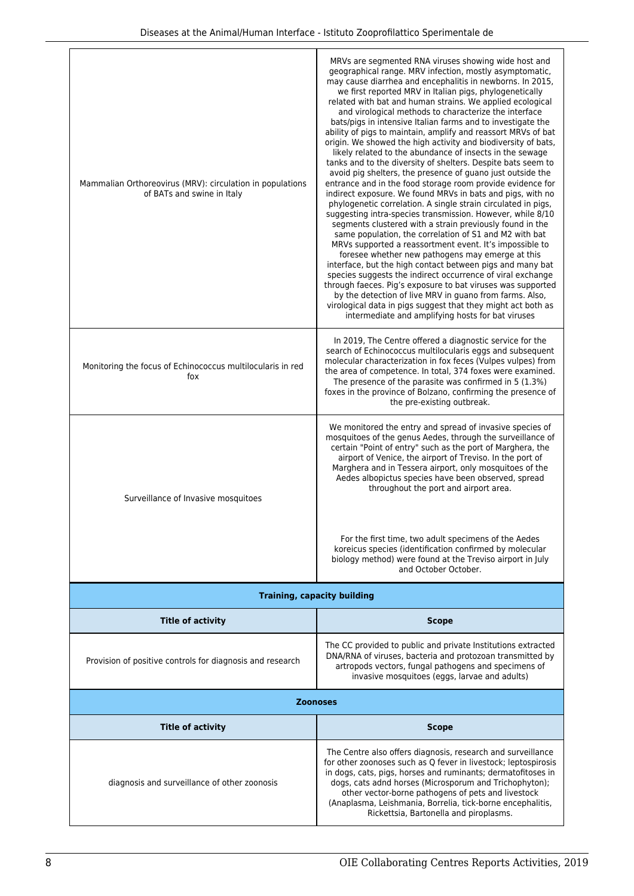| | |
|---|---|
| Mammalian Orthoreovirus (MRV): circulation in populations of BATs and swine in Italy | MRVs are segmented RNA viruses showing wide host and geographical range. MRV infection, mostly asymptomatic, may cause diarrhea and encephalitis in newborns. In 2015, we first reported MRV in Italian pigs, phylogenetically related with bat and human strains. We applied ecological and virological methods to characterize the interface bats/pigs in intensive Italian farms and to investigate the ability of pigs to maintain, amplify and reassort MRVs of bat origin. We showed the high activity and biodiversity of bats, likely related to the abundance of insects in the sewage tanks and to the diversity of shelters. Despite bats seem to avoid pig shelters, the presence of guano just outside the entrance and in the food storage room provide evidence for indirect exposure. We found MRVs in bats and pigs, with no phylogenetic correlation. A single strain circulated in pigs, suggesting intra-species transmission. However, while 8/10 segments clustered with a strain previously found in the same population, the correlation of S1 and M2 with bat MRVs supported a reassortment event. It's impossible to foresee whether new pathogens may emerge at this interface, but the high contact between pigs and many bat species suggests the indirect occurrence of viral exchange through faeces. Pig's exposure to bat viruses was supported by the detection of live MRV in guano from farms. Also, virological data in pigs suggest that they might act both as intermediate and amplifying hosts for bat viruses |
| Monitoring the focus of Echinococcus multilocularis in red fox | In 2019, The Centre offered a diagnostic service for the search of Echinococcus multilocularis eggs and subsequent molecular characterization in fox feces (Vulpes vulpes) from the area of competence. In total, 374 foxes were examined. The presence of the parasite was confirmed in 5 (1.3%) foxes in the province of Bolzano, confirming the presence of the pre-existing outbreak. |
| Surveillance of Invasive mosquitoes | We monitored the entry and spread of invasive species of mosquitoes of the genus Aedes, through the surveillance of certain "Point of entry" such as the port of Marghera, the airport of Venice, the airport of Treviso. In the port of Marghera and in Tessera airport, only mosquitoes of the Aedes albopictus species have been observed, spread throughout the port and airport area.<br><br>For the first time, two adult specimens of the Aedes koreicus species (identification confirmed by molecular biology method) were found at the Treviso airport in July and October October. |

**Training, capacity building**

| Title of activity | Scope |
|---|---|
| Provision of positive controls for diagnosis and research | The CC provided to public and private Institutions extracted DNA/RNA of viruses, bacteria and protozoan transmitted by artropods vectors, fungal pathogens and specimens of invasive mosquitoes (eggs, larvae and adults) |

**Zoonoses**

| Title of activity | Scope |
|---|---|
| diagnosis and surveillance of other zoonosis | The Centre also offers diagnosis, research and surveillance for other zoonoses such as Q fever in livestock; leptospirosis in dogs, cats, pigs, horses and ruminants; dermatofitoses in dogs, cats adnd horses (Microsporum and Trichophyton); other vector-borne pathogens of pets and livestock (Anaplasma, Leishmania, Borrelia, tick-borne encephalitis, Rickettsia, Bartonella and piroplasms. |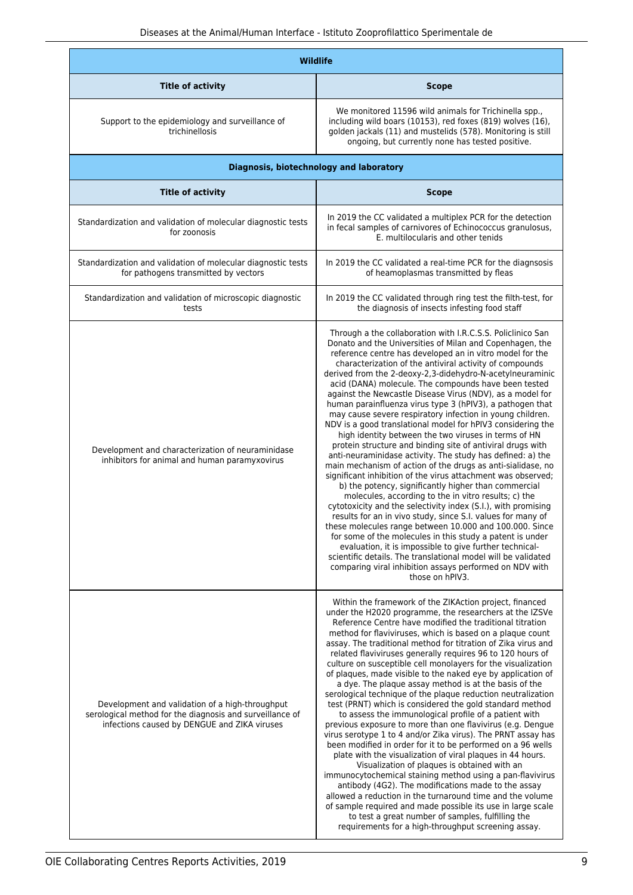| Wildlife | |
|---|---|
| **Title of activity** | **Scope** |
| Support to the epidemiology and surveillance of trichinellosis | We monitored 11596 wild animals for Trichinella spp., including wild boars (10153), red foxes (819) wolves (16), golden jackals (11) and mustelids (578). Monitoring is still ongoing, but currently none has tested positive. |

| Diagnosis, biotechnology and laboratory | |
|---|---|
| **Title of activity** | **Scope** |
| Standardization and validation of molecular diagnostic tests for zoonosis | In 2019 the CC validated a multiplex PCR for the detection in fecal samples of carnivores of Echinococcus granulosus, E. multilocularis and other tenids |
| Standardization and validation of molecular diagnostic tests for pathogens transmitted by vectors | In 2019 the CC validated a real-time PCR for the diagnsosis of heamoplasmas transmitted by fleas |
| Standardization and validation of microscopic diagnostic tests | In 2019 the CC validated through ring test the filth-test, for the diagnosis of insects infesting food staff |
| Development and characterization of neuraminidase inhibitors for animal and human paramyxovirus | Through a the collaboration with I.R.C.S.S. Policlinico San Donato and the Universities of Milan and Copenhagen, the reference centre has developed an in vitro model for the characterization of the antiviral activity of compounds derived from the 2-deoxy-2,3-didehydro-N-acetylneuraminic acid (DANA) molecule. The compounds have been tested against the Newcastle Disease Virus (NDV), as a model for human parainfluenza virus type 3 (hPIV3), a pathogen that may cause severe respiratory infection in young children. NDV is a good translational model for hPIV3 considering the high identity between the two viruses in terms of HN protein structure and binding site of antiviral drugs with anti-neuraminidase activity. The study has defined: a) the main mechanism of action of the drugs as anti-sialidase, no significant inhibition of the virus attachment was observed; b) the potency, significantly higher than commercial molecules, according to the in vitro results; c) the cytotoxicity and the selectivity index (S.I.), with promising results for an in vivo study, since S.I. values for many of these molecules range between 10.000 and 100.000. Since for some of the molecules in this study a patent is under evaluation, it is impossible to give further technical-scientific details. The translational model will be validated comparing viral inhibition assays performed on NDV with those on hPIV3. |
| Development and validation of a high-throughput serological method for the diagnosis and surveillance of infections caused by DENGUE and ZIKA viruses | Within the framework of the ZIKAction project, financed under the H2020 programme, the researchers at the IZSVe Reference Centre have modified the traditional titration method for flaviviruses, which is based on a plaque count assay. The traditional method for titration of Zika virus and related flaviviruses generally requires 96 to 120 hours of culture on susceptible cell monolayers for the visualization of plaques, made visible to the naked eye by application of a dye. The plaque assay method is at the basis of the serological technique of the plaque reduction neutralization test (PRNT) which is considered the gold standard method to assess the immunological profile of a patient with previous exposure to more than one flavivirus (e.g. Dengue virus serotype 1 to 4 and/or Zika virus). The PRNT assay has been modified in order for it to be performed on a 96 wells plate with the visualization of viral plaques in 44 hours. Visualization of plaques is obtained with an immunocytochemical staining method using a pan-flavivirus antibody (4G2). The modifications made to the assay allowed a reduction in the turnaround time and the volume of sample required and made possible its use in large scale to test a great number of samples, fulfilling the requirements for a high-throughput screening assay. |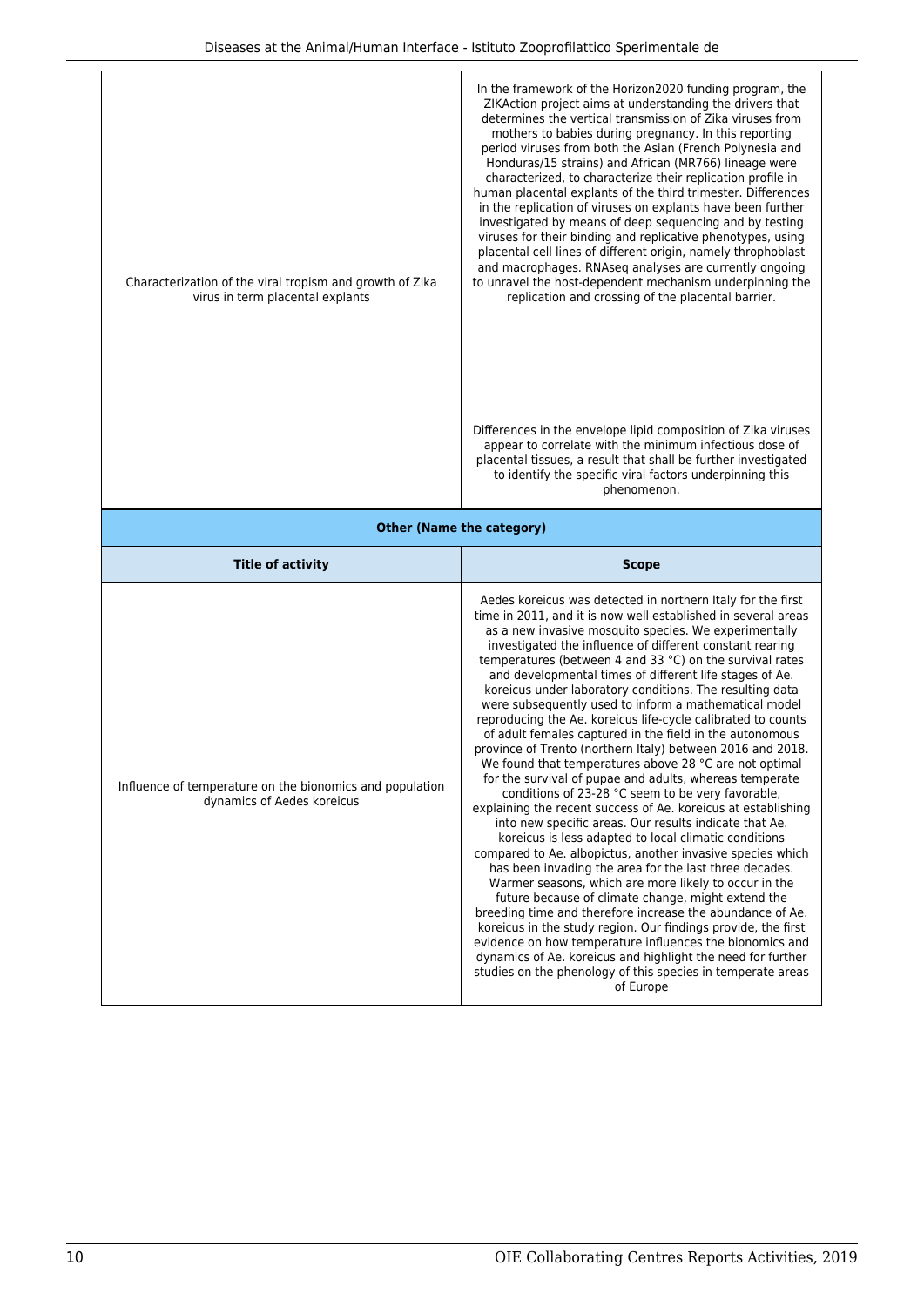| | |
|---|---|
| Characterization of the viral tropism and growth of Zika virus in term placental explants | In the framework of the Horizon2020 funding program, the ZIKAction project aims at understanding the drivers that determines the vertical transmission of Zika viruses from mothers to babies during pregnancy. In this reporting period viruses from both the Asian (French Polynesia and Honduras/15 strains) and African (MR766) lineage were characterized, to characterize their replication profile in human placental explants of the third trimester. Differences in the replication of viruses on explants have been further investigated by means of deep sequencing and by testing viruses for their binding and replicative phenotypes, using placental cell lines of different origin, namely throphoblast and macrophages. RNAseq analyses are currently ongoing to unravel the host-dependent mechanism underpinning the replication and crossing of the placental barrier. Differences in the envelope lipid composition of Zika viruses appear to correlate with the minimum infectious dose of placental tissues, a result that shall be further investigated to identify the specific viral factors underpinning this phenomenon. |

**Other (Name the category)**

| Title of activity | Scope |
|---|---|
| Influence of temperature on the bionomics and population dynamics of Aedes koreicus | Aedes koreicus was detected in northern Italy for the first time in 2011, and it is now well established in several areas as a new invasive mosquito species. We experimentally investigated the influence of different constant rearing temperatures (between 4 and 33 °C) on the survival rates and developmental times of different life stages of Ae. koreicus under laboratory conditions. The resulting data were subsequently used to inform a mathematical model reproducing the Ae. koreicus life-cycle calibrated to counts of adult females captured in the field in the autonomous province of Trento (northern Italy) between 2016 and 2018. We found that temperatures above 28 °C are not optimal for the survival of pupae and adults, whereas temperate conditions of 23-28 °C seem to be very favorable, explaining the recent success of Ae. koreicus at establishing into new specific areas. Our results indicate that Ae. koreicus is less adapted to local climatic conditions compared to Ae. albopictus, another invasive species which has been invading the area for the last three decades. Warmer seasons, which are more likely to occur in the future because of climate change, might extend the breeding time and therefore increase the abundance of Ae. koreicus in the study region. Our findings provide, the first evidence on how temperature influences the bionomics and dynamics of Ae. koreicus and highlight the need for further studies on the phenology of this species in temperate areas of Europe |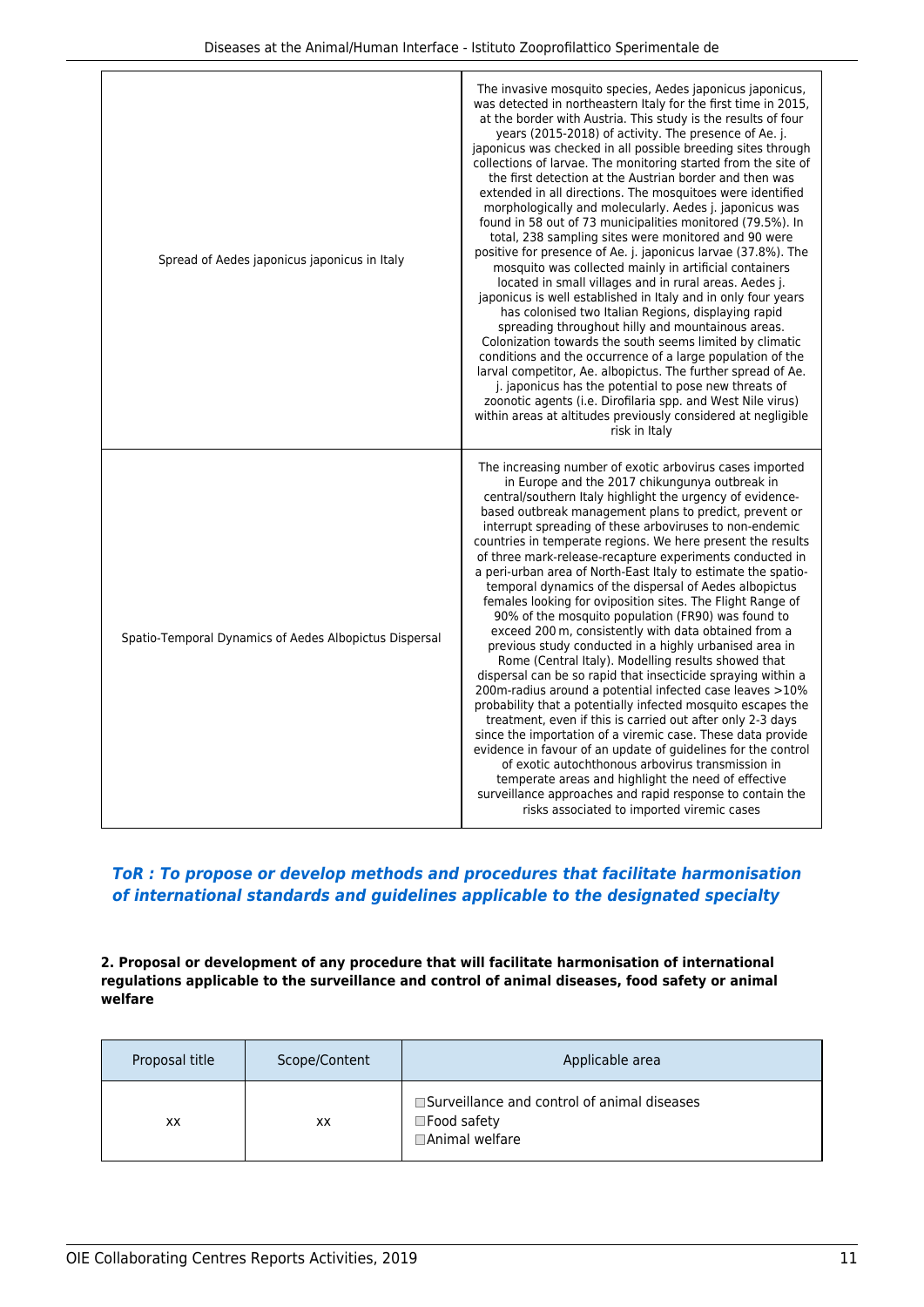| | |
|---|---|
| Spread of Aedes japonicus japonicus in Italy | The invasive mosquito species, Aedes japonicus japonicus, was detected in northeastern Italy for the first time in 2015, at the border with Austria. This study is the results of four years (2015-2018) of activity. The presence of Ae. j. japonicus was checked in all possible breeding sites through collections of larvae. The monitoring started from the site of the first detection at the Austrian border and then was extended in all directions. The mosquitoes were identified morphologically and molecularly. Aedes j. japonicus was found in 58 out of 73 municipalities monitored (79.5%). In total, 238 sampling sites were monitored and 90 were positive for presence of Ae. j. japonicus larvae (37.8%). The mosquito was collected mainly in artificial containers located in small villages and in rural areas. Aedes j. japonicus is well established in Italy and in only four years has colonised two Italian Regions, displaying rapid spreading throughout hilly and mountainous areas. Colonization towards the south seems limited by climatic conditions and the occurrence of a large population of the larval competitor, Ae. albopictus. The further spread of Ae. j. japonicus has the potential to pose new threats of zoonotic agents (i.e. Dirofilaria spp. and West Nile virus) within areas at altitudes previously considered at negligible risk in Italy |
| Spatio-Temporal Dynamics of Aedes Albopictus Dispersal | The increasing number of exotic arbovirus cases imported in Europe and the 2017 chikungunya outbreak in central/southern Italy highlight the urgency of evidence-based outbreak management plans to predict, prevent or interrupt spreading of these arboviruses to non-endemic countries in temperate regions. We here present the results of three mark-release-recapture experiments conducted in a peri-urban area of North-East Italy to estimate the spatio-temporal dynamics of the dispersal of Aedes albopictus females looking for oviposition sites. The Flight Range of 90% of the mosquito population (FR90) was found to exceed 200 m, consistently with data obtained from a previous study conducted in a highly urbanised area in Rome (Central Italy). Modelling results showed that dispersal can be so rapid that insecticide spraying within a 200m-radius around a potential infected case leaves >10% probability that a potentially infected mosquito escapes the treatment, even if this is carried out after only 2-3 days since the importation of a viremic case. These data provide evidence in favour of an update of guidelines for the control of exotic autochthonous arbovirus transmission in temperate areas and highlight the need of effective surveillance approaches and rapid response to contain the risks associated to imported viremic cases |

### *ToR : To propose or develop methods and procedures that facilitate harmonisation of international standards and guidelines applicable to the designated specialty*

**2. Proposal or development of any procedure that will facilitate harmonisation of international regulations applicable to the surveillance and control of animal diseases, food safety or animal welfare**

| Proposal title | Scope/Content | Applicable area |
|---|---|---|
| xx | xx | ☐Surveillance and control of animal diseases<br>☐Food safety<br>☐Animal welfare |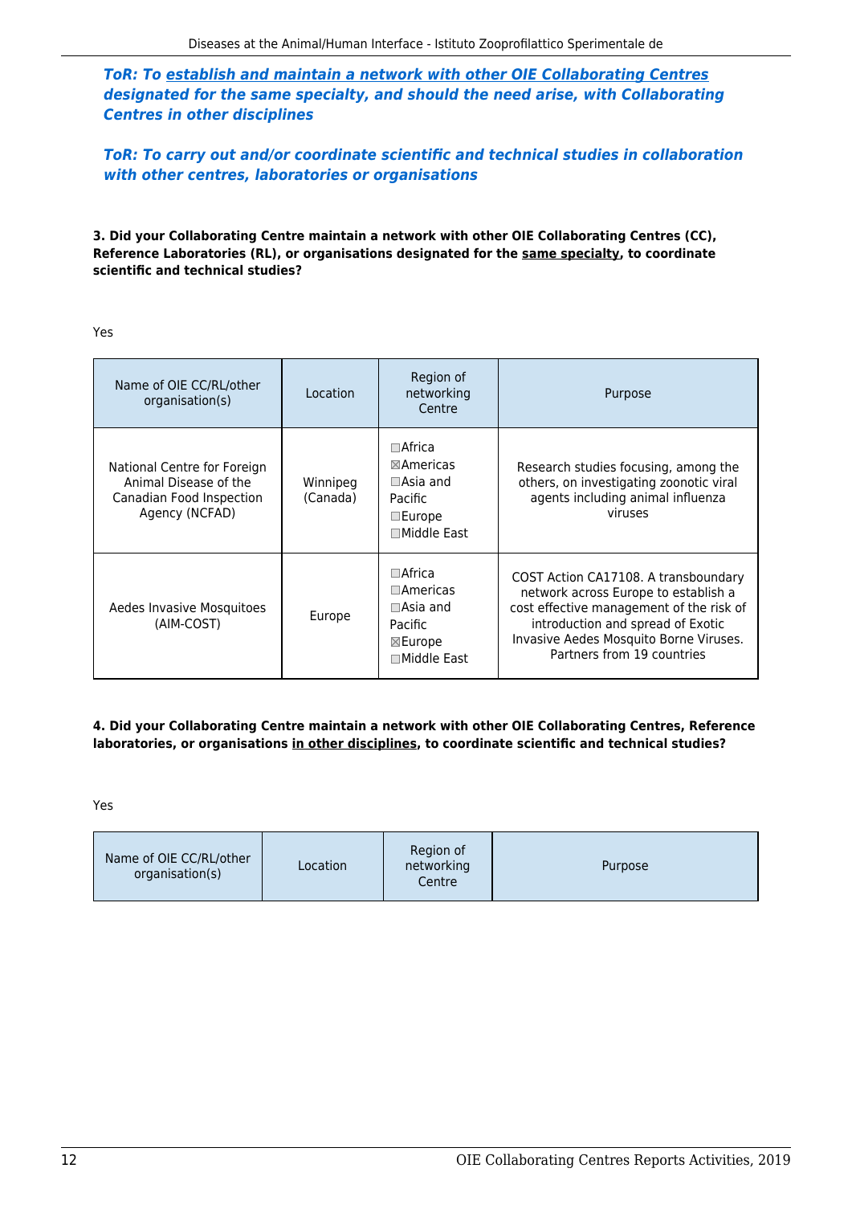***ToR: To establish and maintain a network with other OIE Collaborating Centres designated for the same specialty, and should the need arise, with Collaborating Centres in other disciplines***

***ToR: To carry out and/or coordinate scientific and technical studies in collaboration with other centres, laboratories or organisations***

**3. Did your Collaborating Centre maintain a network with other OIE Collaborating Centres (CC), Reference Laboratories (RL), or organisations designated for the same specialty, to coordinate scientific and technical studies?**

Yes

| Name of OIE CC/RL/other organisation(s) | Location | Region of networking Centre | Purpose |
|---|---|---|---|
| National Centre for Foreign Animal Disease of the Canadian Food Inspection Agency (NCFAD) | Winnipeg (Canada) | ☐Africa ☒Americas ☐Asia and Pacific ☐Europe ☐Middle East | Research studies focusing, among the others, on investigating zoonotic viral agents including animal influenza viruses |
| Aedes Invasive Mosquitoes (AIM-COST) | Europe | ☐Africa ☐Americas ☐Asia and Pacific ☒Europe ☐Middle East | COST Action CA17108. A transboundary network across Europe to establish a cost effective management of the risk of introduction and spread of Exotic Invasive Aedes Mosquito Borne Viruses. Partners from 19 countries |

**4. Did your Collaborating Centre maintain a network with other OIE Collaborating Centres, Reference laboratories, or organisations in other disciplines, to coordinate scientific and technical studies?**

Yes

| Name of OIE CC/RL/other organisation(s) | Location | Region of networking Centre | Purpose |
|---|---|---|---|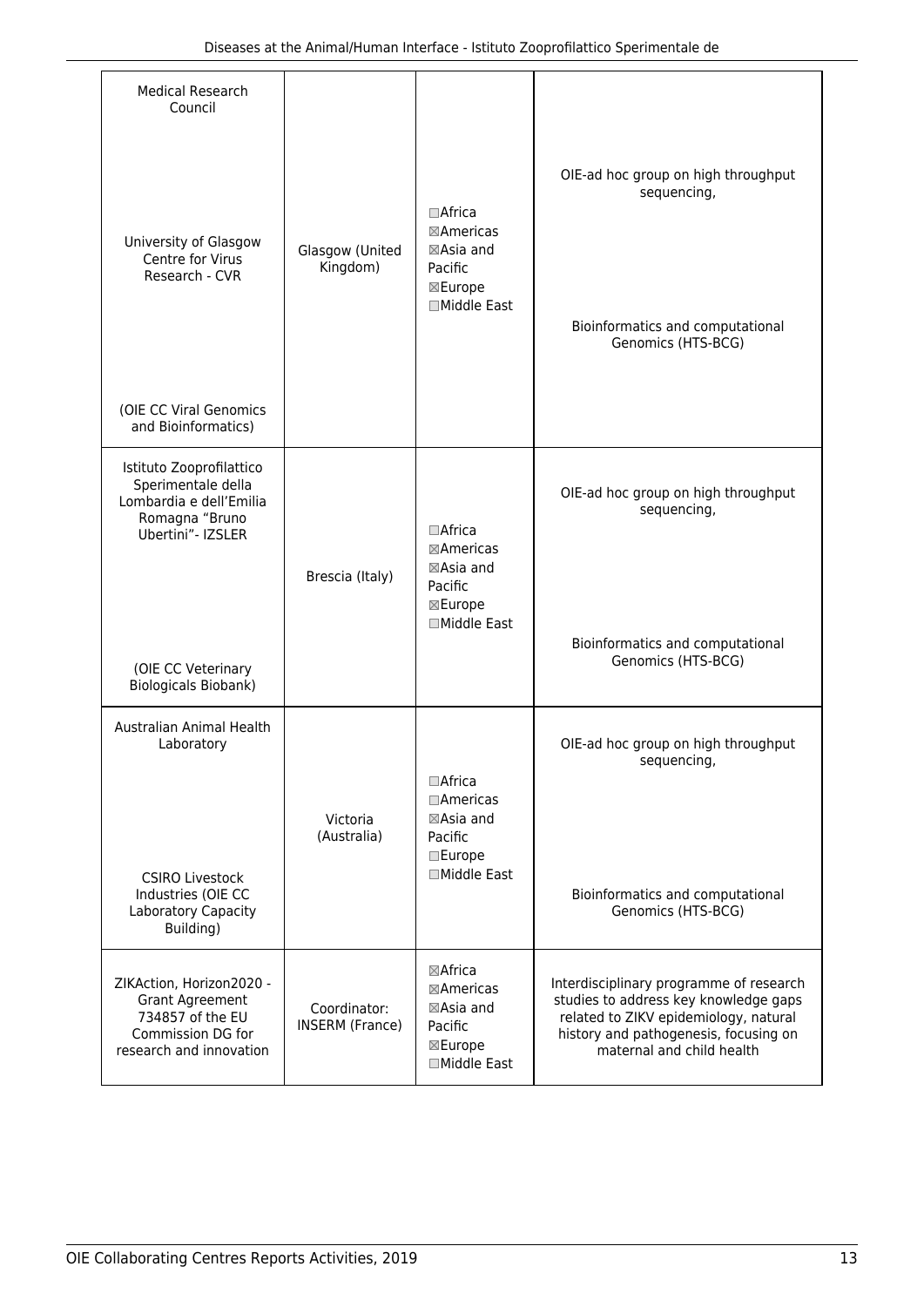| | | | |
|---|---|---|---|
| Medical Research Council<br><br>University of Glasgow Centre for Virus Research - CVR<br><br>(OIE CC Viral Genomics and Bioinformatics) | Glasgow (United Kingdom) | ☐Africa<br>☒Americas<br>☒Asia and Pacific<br>☒Europe<br>☐Middle East | OIE-ad hoc group on high throughput sequencing,<br><br>Bioinformatics and computational Genomics (HTS-BCG) |
| Istituto Zooprofilattico Sperimentale della Lombardia e dell'Emilia Romagna "Bruno Ubertini"- IZSLER<br><br>(OIE CC Veterinary Biologicals Biobank) | Brescia (Italy) | ☐Africa<br>☒Americas<br>☒Asia and Pacific<br>☒Europe<br>☐Middle East | OIE-ad hoc group on high throughput sequencing,<br><br>Bioinformatics and computational Genomics (HTS-BCG) |
| Australian Animal Health Laboratory<br><br>CSIRO Livestock Industries (OIE CC Laboratory Capacity Building) | Victoria (Australia) | ☐Africa<br>☐Americas<br>☒Asia and Pacific<br>☐Europe<br>☐Middle East | OIE-ad hoc group on high throughput sequencing,<br><br>Bioinformatics and computational Genomics (HTS-BCG) |
| ZIKAction, Horizon2020 - Grant Agreement 734857 of the EU Commission DG for research and innovation | Coordinator: INSERM (France) | ☒Africa<br>☒Americas<br>☒Asia and Pacific<br>☒Europe<br>☐Middle East | Interdisciplinary programme of research studies to address key knowledge gaps related to ZIKV epidemiology, natural history and pathogenesis, focusing on maternal and child health |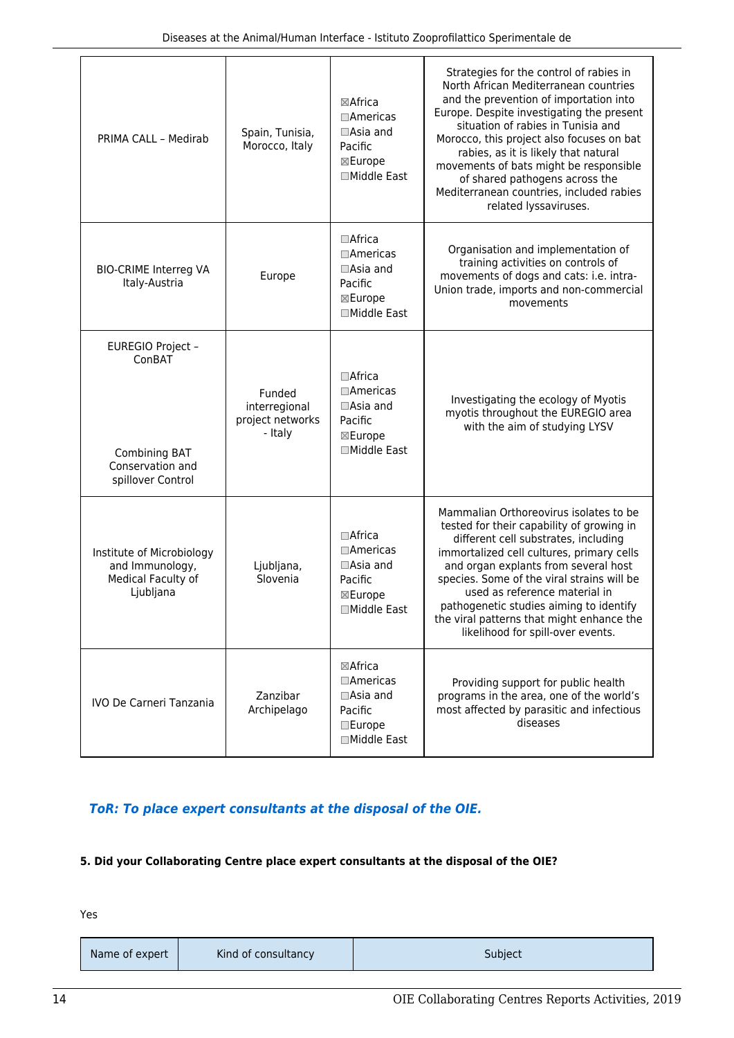| PRIMA CALL – Medirab | Spain, Tunisia, Morocco, Italy | ☒Africa ☐Americas ☐Asia and Pacific ☒Europe ☐Middle East | Strategies for the control of rabies in North African Mediterranean countries and the prevention of importation into Europe. Despite investigating the present situation of rabies in Tunisia and Morocco, this project also focuses on bat rabies, as it is likely that natural movements of bats might be responsible of shared pathogens across the Mediterranean countries, included rabies related lyssaviruses. |
|---|---|---|---|
| BIO-CRIME Interreg VA Italy-Austria | Europe | ☐Africa ☐Americas ☐Asia and Pacific ☒Europe ☐Middle East | Organisation and implementation of training activities on controls of movements of dogs and cats: i.e. intra-Union trade, imports and non-commercial movements |
| EUREGIO Project – ConBAT<br><br>Combining BAT Conservation and spillover Control | Funded interregional project networks - Italy | ☐Africa ☐Americas ☐Asia and Pacific ☒Europe ☐Middle East | Investigating the ecology of Myotis myotis throughout the EUREGIO area with the aim of studying LYSV |
| Institute of Microbiology and Immunology, Medical Faculty of Ljubljana | Ljubljana, Slovenia | ☐Africa ☐Americas ☐Asia and Pacific ☒Europe ☐Middle East | Mammalian Orthoreovirus isolates to be tested for their capability of growing in different cell substrates, including immortalized cell cultures, primary cells and organ explants from several host species. Some of the viral strains will be used as reference material in pathogenetic studies aiming to identify the viral patterns that might enhance the likelihood for spill-over events. |
| IVO De Carneri Tanzania | Zanzibar Archipelago | ☒Africa ☐Americas ☐Asia and Pacific ☐Europe ☐Middle East | Providing support for public health programs in the area, one of the world's most affected by parasitic and infectious diseases |

### *ToR: To place expert consultants at the disposal of the OIE.*

**5. Did your Collaborating Centre place expert consultants at the disposal of the OIE?**

Yes

| Name of expert | Kind of consultancy | Subject |
|---|---|---|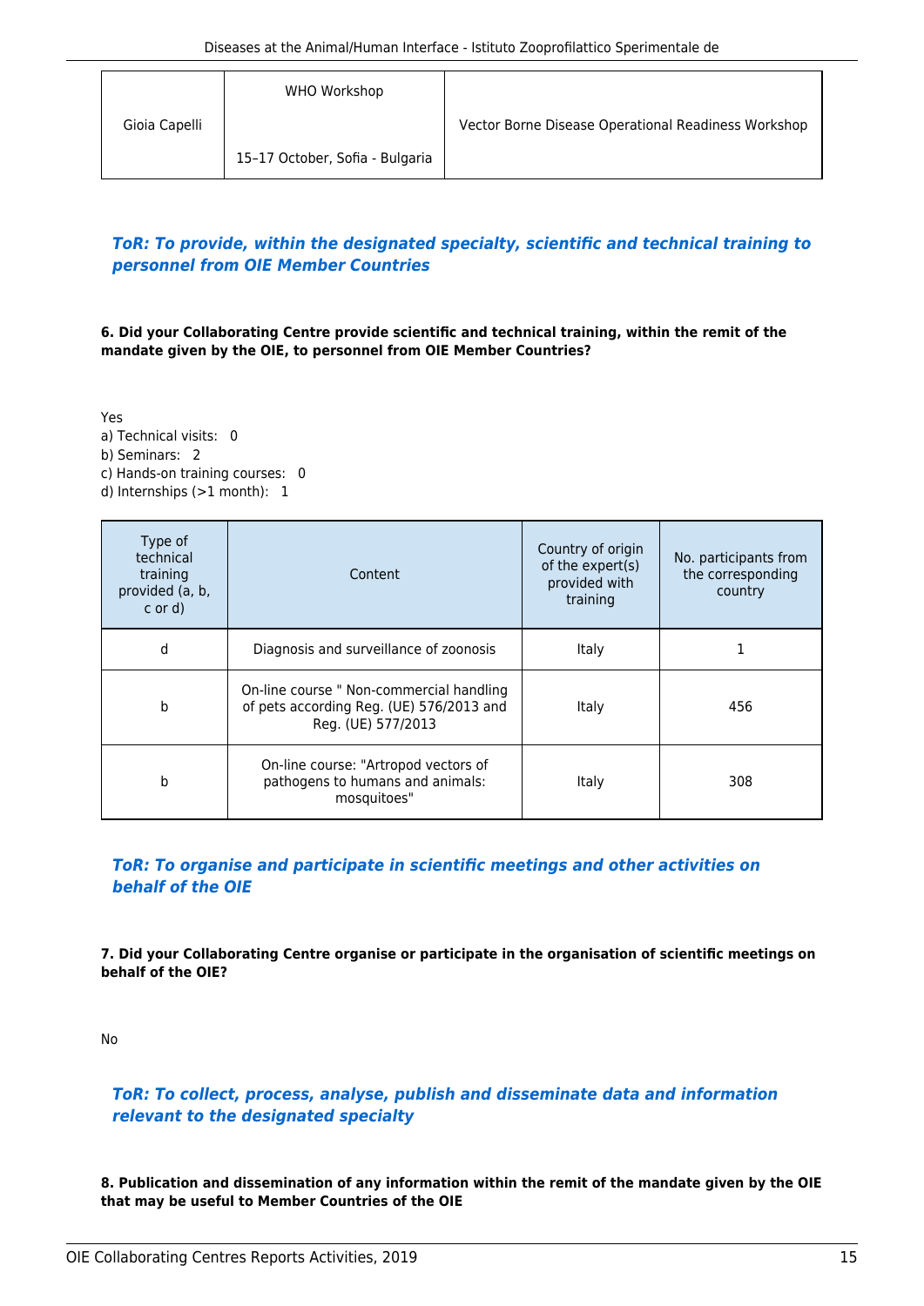| Gioia Capelli | WHO Workshop<br><br>15–17 October, Sofia - Bulgaria | Vector Borne Disease Operational Readiness Workshop |
|---|---|---|

### *ToR: To provide, within the designated specialty, scientific and technical training to personnel from OIE Member Countries*

**6. Did your Collaborating Centre provide scientific and technical training, within the remit of the mandate given by the OIE, to personnel from OIE Member Countries?**

Yes
a) Technical visits: 0
b) Seminars: 2
c) Hands-on training courses: 0
d) Internships (>1 month): 1

| Type of technical training provided (a, b, c or d) | Content | Country of origin of the expert(s) provided with training | No. participants from the corresponding country |
|---|---|---|---|
| d | Diagnosis and surveillance of zoonosis | Italy | 1 |
| b | On-line course " Non-commercial handling of pets according Reg. (UE) 576/2013 and Reg. (UE) 577/2013 | Italy | 456 |
| b | On-line course: "Artropod vectors of pathogens to humans and animals: mosquitoes" | Italy | 308 |

### *ToR: To organise and participate in scientific meetings and other activities on behalf of the OIE*

**7. Did your Collaborating Centre organise or participate in the organisation of scientific meetings on behalf of the OIE?**

No

### *ToR: To collect, process, analyse, publish and disseminate data and information relevant to the designated specialty*

**8. Publication and dissemination of any information within the remit of the mandate given by the OIE that may be useful to Member Countries of the OIE**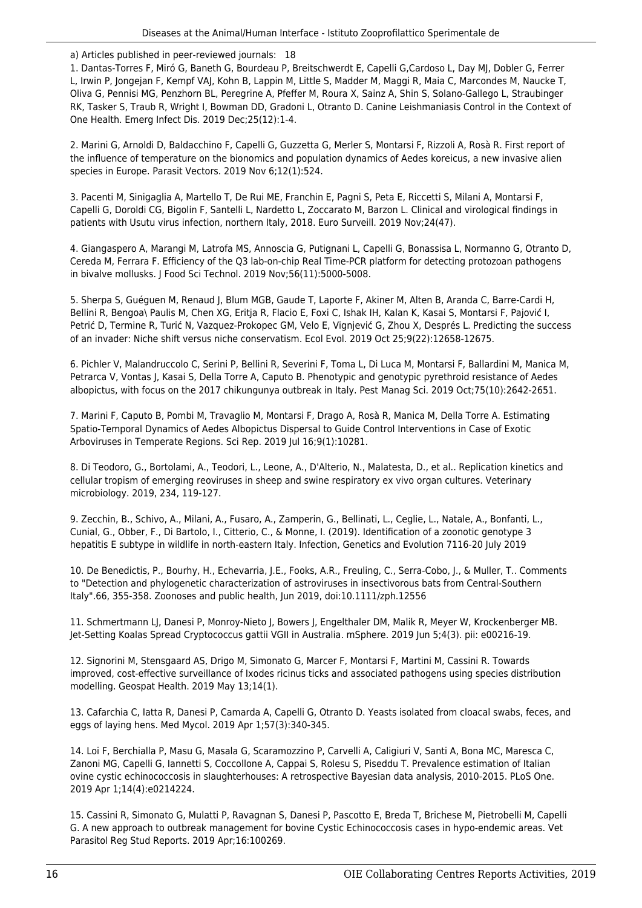a) Articles published in peer-reviewed journals: 18

1. Dantas-Torres F, Miró G, Baneth G, Bourdeau P, Breitschwerdt E, Capelli G,Cardoso L, Day MJ, Dobler G, Ferrer L, Irwin P, Jongejan F, Kempf VAJ, Kohn B, Lappin M, Little S, Madder M, Maggi R, Maia C, Marcondes M, Naucke T, Oliva G, Pennisi MG, Penzhorn BL, Peregrine A, Pfeffer M, Roura X, Sainz A, Shin S, Solano-Gallego L, Straubinger RK, Tasker S, Traub R, Wright I, Bowman DD, Gradoni L, Otranto D. Canine Leishmaniasis Control in the Context of One Health. Emerg Infect Dis. 2019 Dec;25(12):1-4.

2. Marini G, Arnoldi D, Baldacchino F, Capelli G, Guzzetta G, Merler S, Montarsi F, Rizzoli A, Rosà R. First report of the influence of temperature on the bionomics and population dynamics of Aedes koreicus, a new invasive alien species in Europe. Parasit Vectors. 2019 Nov 6;12(1):524.

3. Pacenti M, Sinigaglia A, Martello T, De Rui ME, Franchin E, Pagni S, Peta E, Riccetti S, Milani A, Montarsi F, Capelli G, Doroldi CG, Bigolin F, Santelli L, Nardetto L, Zoccarato M, Barzon L. Clinical and virological findings in patients with Usutu virus infection, northern Italy, 2018. Euro Surveill. 2019 Nov;24(47).

4. Giangaspero A, Marangi M, Latrofa MS, Annoscia G, Putignani L, Capelli G, Bonassisa L, Normanno G, Otranto D, Cereda M, Ferrara F. Efficiency of the Q3 lab-on-chip Real Time-PCR platform for detecting protozoan pathogens in bivalve mollusks. J Food Sci Technol. 2019 Nov;56(11):5000-5008.

5. Sherpa S, Guéguen M, Renaud J, Blum MGB, Gaude T, Laporte F, Akiner M, Alten B, Aranda C, Barre-Cardi H, Bellini R, Bengoa\ Paulis M, Chen XG, Eritja R, Flacio E, Foxi C, Ishak IH, Kalan K, Kasai S, Montarsi F, Pajović I, Petrić D, Termine R, Turić N, Vazquez-Prokopec GM, Velo E, Vignjević G, Zhou X, Després L. Predicting the success of an invader: Niche shift versus niche conservatism. Ecol Evol. 2019 Oct 25;9(22):12658-12675.

6. Pichler V, Malandruccolo C, Serini P, Bellini R, Severini F, Toma L, Di Luca M, Montarsi F, Ballardini M, Manica M, Petrarca V, Vontas J, Kasai S, Della Torre A, Caputo B. Phenotypic and genotypic pyrethroid resistance of Aedes albopictus, with focus on the 2017 chikungunya outbreak in Italy. Pest Manag Sci. 2019 Oct;75(10):2642-2651.

7. Marini F, Caputo B, Pombi M, Travaglio M, Montarsi F, Drago A, Rosà R, Manica M, Della Torre A. Estimating Spatio-Temporal Dynamics of Aedes Albopictus Dispersal to Guide Control Interventions in Case of Exotic Arboviruses in Temperate Regions. Sci Rep. 2019 Jul 16;9(1):10281.

8. Di Teodoro, G., Bortolami, A., Teodori, L., Leone, A., D'Alterio, N., Malatesta, D., et al.. Replication kinetics and cellular tropism of emerging reoviruses in sheep and swine respiratory ex vivo organ cultures. Veterinary microbiology. 2019, 234, 119-127.

9. Zecchin, B., Schivo, A., Milani, A., Fusaro, A., Zamperin, G., Bellinati, L., Ceglie, L., Natale, A., Bonfanti, L., Cunial, G., Obber, F., Di Bartolo, I., Citterio, C., & Monne, I. (2019). Identification of a zoonotic genotype 3 hepatitis E subtype in wildlife in north-eastern Italy. Infection, Genetics and Evolution 7116-20 July 2019

10. De Benedictis, P., Bourhy, H., Echevarria, J.E., Fooks, A.R., Freuling, C., Serra-Cobo, J., & Muller, T.. Comments to "Detection and phylogenetic characterization of astroviruses in insectivorous bats from Central-Southern Italy".66, 355-358. Zoonoses and public health, Jun 2019, doi:10.1111/zph.12556

11. Schmertmann LJ, Danesi P, Monroy-Nieto J, Bowers J, Engelthaler DM, Malik R, Meyer W, Krockenberger MB. Jet-Setting Koalas Spread Cryptococcus gattii VGII in Australia. mSphere. 2019 Jun 5;4(3). pii: e00216-19.

12. Signorini M, Stensgaard AS, Drigo M, Simonato G, Marcer F, Montarsi F, Martini M, Cassini R. Towards improved, cost-effective surveillance of Ixodes ricinus ticks and associated pathogens using species distribution modelling. Geospat Health. 2019 May 13;14(1).

13. Cafarchia C, Iatta R, Danesi P, Camarda A, Capelli G, Otranto D. Yeasts isolated from cloacal swabs, feces, and eggs of laying hens. Med Mycol. 2019 Apr 1;57(3):340-345.

14. Loi F, Berchialla P, Masu G, Masala G, Scaramozzino P, Carvelli A, Caligiuri V, Santi A, Bona MC, Maresca C, Zanoni MG, Capelli G, Iannetti S, Coccollone A, Cappai S, Rolesu S, Piseddu T. Prevalence estimation of Italian ovine cystic echinococcosis in slaughterhouses: A retrospective Bayesian data analysis, 2010-2015. PLoS One. 2019 Apr 1;14(4):e0214224.

15. Cassini R, Simonato G, Mulatti P, Ravagnan S, Danesi P, Pascotto E, Breda T, Brichese M, Pietrobelli M, Capelli G. A new approach to outbreak management for bovine Cystic Echinococcosis cases in hypo-endemic areas. Vet Parasitol Reg Stud Reports. 2019 Apr;16:100269.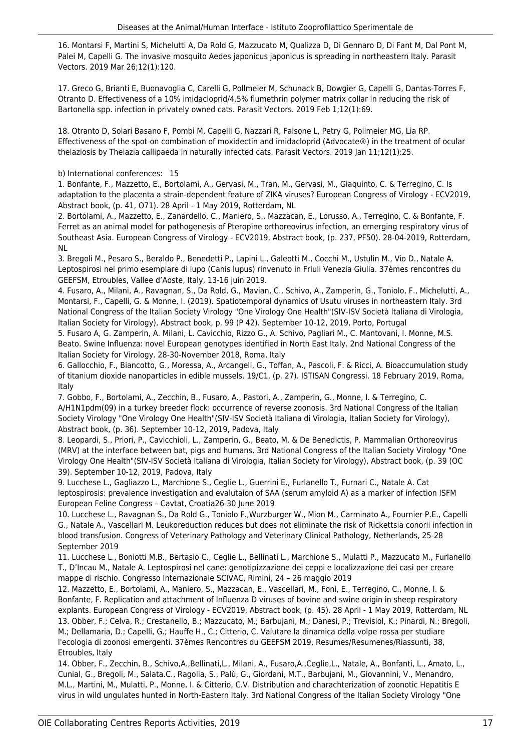16. Montarsi F, Martini S, Michelutti A, Da Rold G, Mazzucato M, Qualizza D, Di Gennaro D, Di Fant M, Dal Pont M, Palei M, Capelli G. The invasive mosquito Aedes japonicus japonicus is spreading in northeastern Italy. Parasit Vectors. 2019 Mar 26;12(1):120.

17. Greco G, Brianti E, Buonavoglia C, Carelli G, Pollmeier M, Schunack B, Dowgier G, Capelli G, Dantas-Torres F, Otranto D. Effectiveness of a 10% imidacloprid/4.5% flumethrin polymer matrix collar in reducing the risk of Bartonella spp. infection in privately owned cats. Parasit Vectors. 2019 Feb 1;12(1):69.

18. Otranto D, Solari Basano F, Pombi M, Capelli G, Nazzari R, Falsone L, Petry G, Pollmeier MG, Lia RP. Effectiveness of the spot-on combination of moxidectin and imidacloprid (Advocate®) in the treatment of ocular thelaziosis by Thelazia callipaeda in naturally infected cats. Parasit Vectors. 2019 Jan 11;12(1):25.

b) International conferences: 15

1. Bonfante, F., Mazzetto, E., Bortolami, A., Gervasi, M., Tran, M., Gervasi, M., Giaquinto, C. & Terregino, C. Is adaptation to the placenta a strain-dependent feature of ZIKA viruses? European Congress of Virology - ECV2019, Abstract book, (p. 41, O71). 28 April - 1 May 2019, Rotterdam, NL
2. Bortolami, A., Mazzetto, E., Zanardello, C., Maniero, S., Mazzacan, E., Lorusso, A., Terregino, C. & Bonfante, F. Ferret as an animal model for pathogenesis of Pteropine orthoreovirus infection, an emerging respiratory virus of Southeast Asia. European Congress of Virology - ECV2019, Abstract book, (p. 237, PF50). 28-04-2019, Rotterdam, NL
3. Bregoli M., Pesaro S., Beraldo P., Benedetti P., Lapini L., Galeotti M., Cocchi M., Ustulin M., Vio D., Natale A. Leptospirosi nel primo esemplare di lupo (Canis lupus) rinvenuto in Friuli Venezia Giulia. 37èmes rencontres du GEEFSM, Etroubles, Vallee d'Aoste, Italy, 13-16 juin 2019.
4. Fusaro, A., Milani, A., Ravagnan, S., Da Rold, G., Mavian, C., Schivo, A., Zamperin, G., Toniolo, F., Michelutti, A., Montarsi, F., Capelli, G. & Monne, I. (2019). Spatiotemporal dynamics of Usutu viruses in northeastern Italy. 3rd National Congress of the Italian Society Virology "One Virology One Health"(SIV-ISV Società Italiana di Virologia, Italian Society for Virology), Abstract book, p. 99 (P 42). September 10-12, 2019, Porto, Portugal
5. Fusaro A, G. Zamperin, A. Milani, L. Cavicchio, Rizzo G., A. Schivo, Pagliari M., C. Mantovani, I. Monne, M.S. Beato. Swine Influenza: novel European genotypes identified in North East Italy. 2nd National Congress of the Italian Society for Virology. 28-30-November 2018, Roma, Italy
6. Gallocchio, F., Biancotto, G., Moressa, A., Arcangeli, G., Toffan, A., Pascoli, F. & Ricci, A. Bioaccumulation study of titanium dioxide nanoparticles in edible mussels. 19/C1, (p. 27). ISTISAN Congressi. 18 February 2019, Roma, Italy
7. Gobbo, F., Bortolami, A., Zecchin, B., Fusaro, A., Pastori, A., Zamperin, G., Monne, I. & Terregino, C. A/H1N1pdm(09) in a turkey breeder flock: occurrence of reverse zoonosis. 3rd National Congress of the Italian Society Virology "One Virology One Health"(SIV-ISV Società Italiana di Virologia, Italian Society for Virology), Abstract book, (p. 36). September 10-12, 2019, Padova, Italy
8. Leopardi, S., Priori, P., Cavicchioli, L., Zamperin, G., Beato, M. & De Benedictis, P. Mammalian Orthoreovirus (MRV) at the interface between bat, pigs and humans. 3rd National Congress of the Italian Society Virology "One Virology One Health"(SIV-ISV Società Italiana di Virologia, Italian Society for Virology), Abstract book, (p. 39 (OC 39). September 10-12, 2019, Padova, Italy
9. Lucchese L., Gagliazzo L., Marchione S., Ceglie L., Guerrini E., Furlanello T., Furnari C., Natale A. Cat leptospirosis: prevalence investigation and evalutaion of SAA (serum amyloid A) as a marker of infection ISFM European Feline Congress – Cavtat, Croatia26-30 June 2019
10. Lucchese L., Ravagnan S., Da Rold G., Toniolo F.,Wurzburger W., Mion M., Carminato A., Fournier P.E., Capelli G., Natale A., Vascellari M. Leukoreduction reduces but does not eliminate the risk of Rickettsia conorii infection in blood transfusion. Congress of Veterinary Pathology and Veterinary Clinical Pathology, Netherlands, 25-28 September 2019
11. Lucchese L., Boniotti M.B., Bertasio C., Ceglie L., Bellinati L., Marchione S., Mulatti P., Mazzucato M., Furlanello T., D'Incau M., Natale A. Leptospirosi nel cane: genotipizzazione dei ceppi e localizzazione dei casi per creare mappe di rischio. Congresso Internazionale SCIVAC, Rimini, 24 – 26 maggio 2019
12. Mazzetto, E., Bortolami, A., Maniero, S., Mazzacan, E., Vascellari, M., Foni, E., Terregino, C., Monne, I. & Bonfante, F. Replication and attachment of Influenza D viruses of bovine and swine origin in sheep respiratory explants. European Congress of Virology - ECV2019, Abstract book, (p. 45). 28 April - 1 May 2019, Rotterdam, NL
13. Obber, F.; Celva, R.; Crestanello, B.; Mazzucato, M.; Barbujani, M.; Danesi, P.; Trevisiol, K.; Pinardi, N.; Bregoli, M.; Dellamaria, D.; Capelli, G.; Hauffe H., C.; Citterio, C. Valutare la dinamica della volpe rossa per studiare l'ecologia di zoonosi emergenti. 37èmes Rencontres du GEEFSM 2019, Resumes/Resumenes/Riassunti, 38, Etroubles, Italy
14. Obber, F., Zecchin, B., Schivo,A.,Bellinati,L., Milani, A., Fusaro,A.,Ceglie,L., Natale, A., Bonfanti, L., Amato, L., Cunial, G., Bregoli, M., Salata.C., Ragolia, S., Palù, G., Giordani, M.T., Barbujani, M., Giovannini, V., Menandro, M.L., Martini, M., Mulatti, P., Monne, I. & Citterio, C.V. Distribution and charachterization of zoonotic Hepatitis E virus in wild ungulates hunted in North-Eastern Italy. 3rd National Congress of the Italian Society Virology "One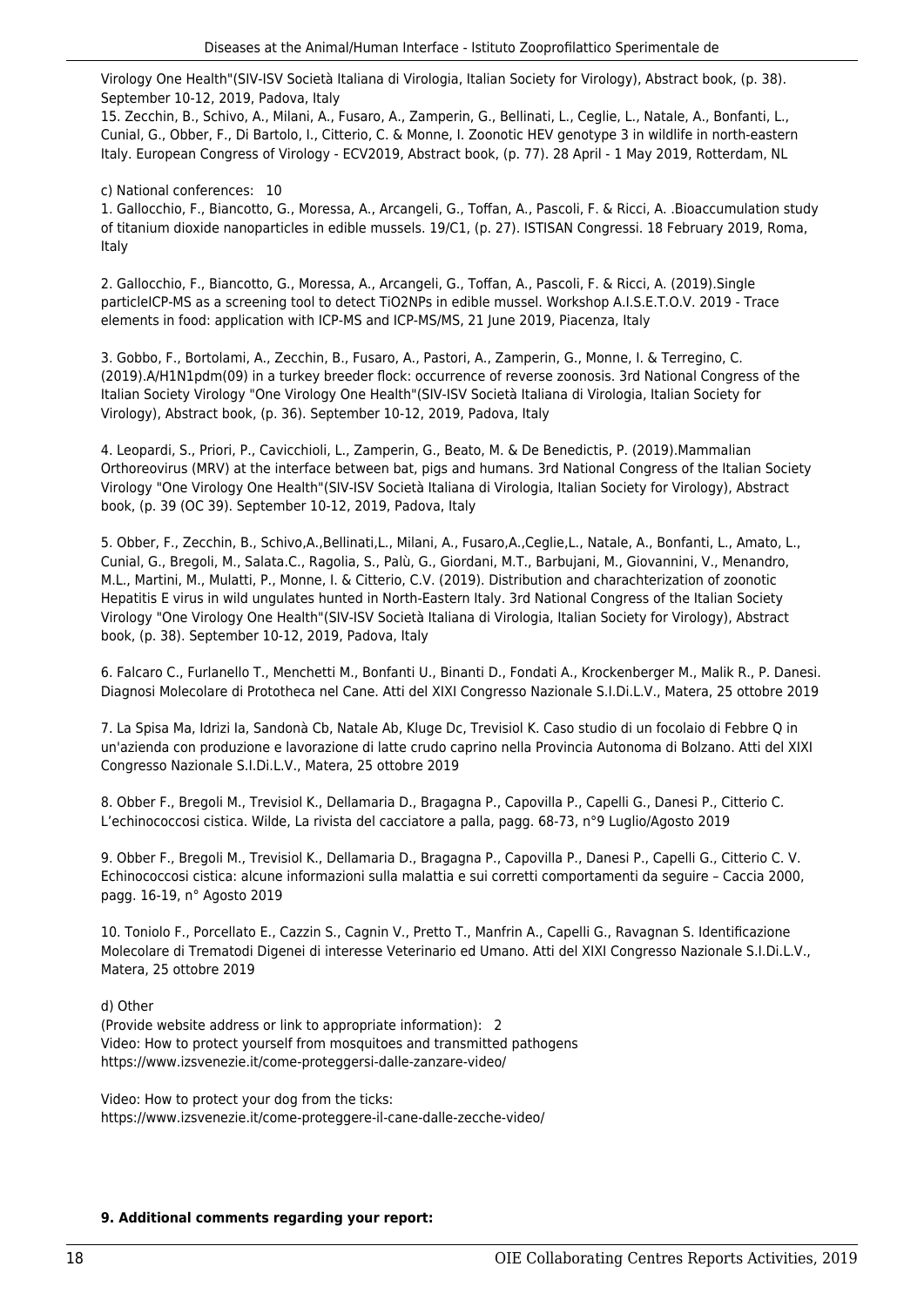Virology One Health"(SIV-ISV Società Italiana di Virologia, Italian Society for Virology), Abstract book, (p. 38). September 10-12, 2019, Padova, Italy

15. Zecchin, B., Schivo, A., Milani, A., Fusaro, A., Zamperin, G., Bellinati, L., Ceglie, L., Natale, A., Bonfanti, L., Cunial, G., Obber, F., Di Bartolo, I., Citterio, C. & Monne, I. Zoonotic HEV genotype 3 in wildlife in north-eastern Italy. European Congress of Virology - ECV2019, Abstract book, (p. 77). 28 April - 1 May 2019, Rotterdam, NL

c) National conferences: 10

1. Gallocchio, F., Biancotto, G., Moressa, A., Arcangeli, G., Toffan, A., Pascoli, F. & Ricci, A. .Bioaccumulation study of titanium dioxide nanoparticles in edible mussels. 19/C1, (p. 27). ISTISAN Congressi. 18 February 2019, Roma, Italy

2. Gallocchio, F., Biancotto, G., Moressa, A., Arcangeli, G., Toffan, A., Pascoli, F. & Ricci, A. (2019).Single particleICP-MS as a screening tool to detect TiO2NPs in edible mussel. Workshop A.I.S.E.T.O.V. 2019 - Trace elements in food: application with ICP-MS and ICP-MS/MS, 21 June 2019, Piacenza, Italy

3. Gobbo, F., Bortolami, A., Zecchin, B., Fusaro, A., Pastori, A., Zamperin, G., Monne, I. & Terregino, C. (2019).A/H1N1pdm(09) in a turkey breeder flock: occurrence of reverse zoonosis. 3rd National Congress of the Italian Society Virology "One Virology One Health"(SIV-ISV Società Italiana di Virologia, Italian Society for Virology), Abstract book, (p. 36). September 10-12, 2019, Padova, Italy

4. Leopardi, S., Priori, P., Cavicchioli, L., Zamperin, G., Beato, M. & De Benedictis, P. (2019).Mammalian Orthoreovirus (MRV) at the interface between bat, pigs and humans. 3rd National Congress of the Italian Society Virology "One Virology One Health"(SIV-ISV Società Italiana di Virologia, Italian Society for Virology), Abstract book, (p. 39 (OC 39). September 10-12, 2019, Padova, Italy

5. Obber, F., Zecchin, B., Schivo,A.,Bellinati,L., Milani, A., Fusaro,A.,Ceglie,L., Natale, A., Bonfanti, L., Amato, L., Cunial, G., Bregoli, M., Salata.C., Ragolia, S., Palù, G., Giordani, M.T., Barbujani, M., Giovannini, V., Menandro, M.L., Martini, M., Mulatti, P., Monne, I. & Citterio, C.V. (2019). Distribution and charachterization of zoonotic Hepatitis E virus in wild ungulates hunted in North-Eastern Italy. 3rd National Congress of the Italian Society Virology "One Virology One Health"(SIV-ISV Società Italiana di Virologia, Italian Society for Virology), Abstract book, (p. 38). September 10-12, 2019, Padova, Italy

6. Falcaro C., Furlanello T., Menchetti M., Bonfanti U., Binanti D., Fondati A., Krockenberger M., Malik R., P. Danesi. Diagnosi Molecolare di Prototheca nel Cane. Atti del XIXI Congresso Nazionale S.I.Di.L.V., Matera, 25 ottobre 2019

7. La Spisa Ma, Idrizi Ia, Sandonà Cb, Natale Ab, Kluge Dc, Trevisiol K. Caso studio di un focolaio di Febbre Q in un'azienda con produzione e lavorazione di latte crudo caprino nella Provincia Autonoma di Bolzano. Atti del XIXI Congresso Nazionale S.I.Di.L.V., Matera, 25 ottobre 2019

8. Obber F., Bregoli M., Trevisiol K., Dellamaria D., Bragagna P., Capovilla P., Capelli G., Danesi P., Citterio C. L'echinococcosi cistica. Wilde, La rivista del cacciatore a palla, pagg. 68-73, n°9 Luglio/Agosto 2019

9. Obber F., Bregoli M., Trevisiol K., Dellamaria D., Bragagna P., Capovilla P., Danesi P., Capelli G., Citterio C. V. Echinococcosi cistica: alcune informazioni sulla malattia e sui corretti comportamenti da seguire – Caccia 2000, pagg. 16-19, n° Agosto 2019

10. Toniolo F., Porcellato E., Cazzin S., Cagnin V., Pretto T., Manfrin A., Capelli G., Ravagnan S. Identificazione Molecolare di Trematodi Digenei di interesse Veterinario ed Umano. Atti del XIXI Congresso Nazionale S.I.Di.L.V., Matera, 25 ottobre 2019

d) Other

(Provide website address or link to appropriate information): 2

Video: How to protect yourself from mosquitoes and transmitted pathogens
https://www.izsvenezie.it/come-proteggersi-dalle-zanzare-video/

Video: How to protect your dog from the ticks:
https://www.izsvenezie.it/come-proteggere-il-cane-dalle-zecche-video/

**9. Additional comments regarding your report:**